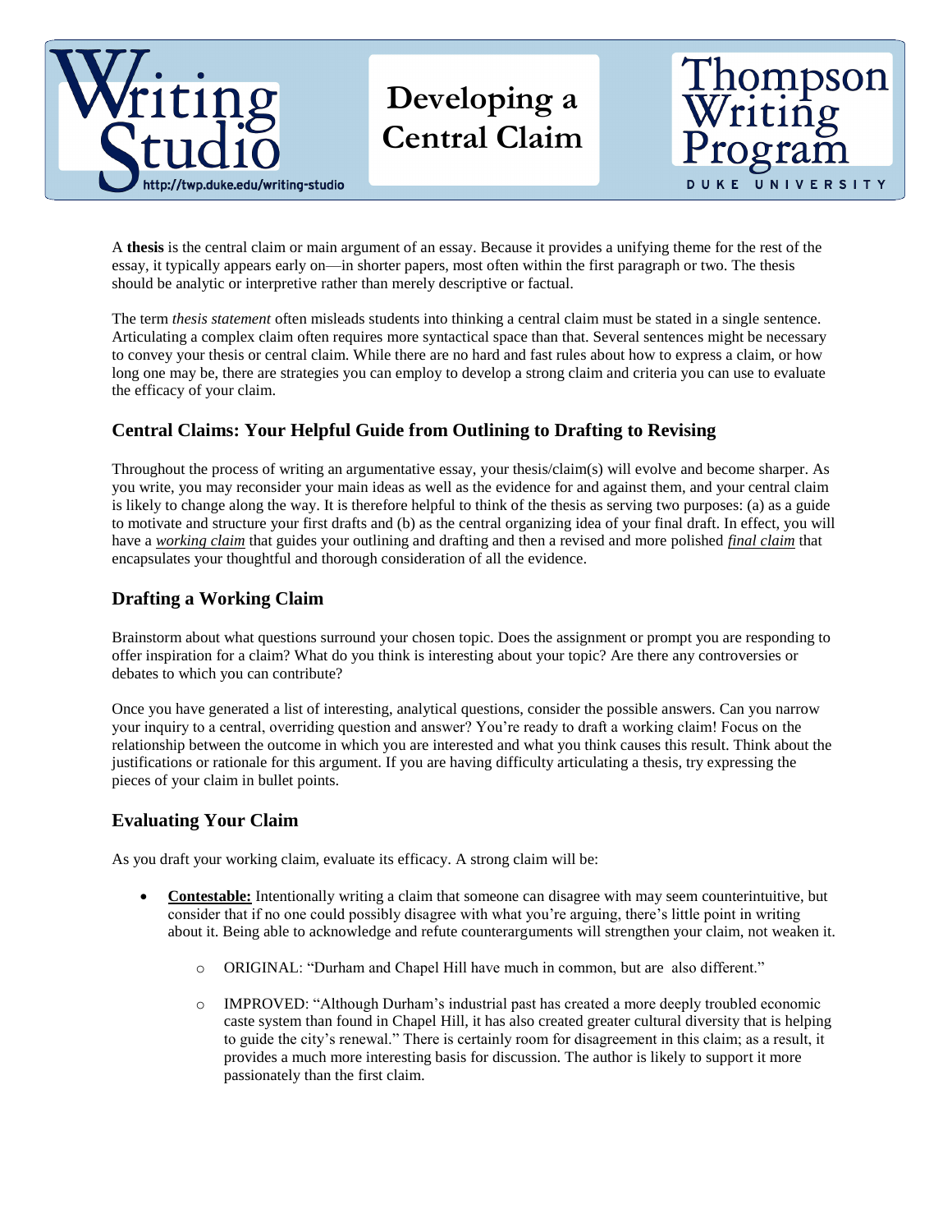# Developing a Central Claim

Writing Studio
http://twp.duke.edu/writing-studio

Thompson Writing Program
DUKE UNIVERSITY

A **thesis** is the central claim or main argument of an essay. Because it provides a unifying theme for the rest of the essay, it typically appears early on—in shorter papers, most often within the first paragraph or two. The thesis should be analytic or interpretive rather than merely descriptive or factual.

The term *thesis statement* often misleads students into thinking a central claim must be stated in a single sentence. Articulating a complex claim often requires more syntactical space than that. Several sentences might be necessary to convey your thesis or central claim. While there are no hard and fast rules about how to express a claim, or how long one may be, there are strategies you can employ to develop a strong claim and criteria you can use to evaluate the efficacy of your claim.

## Central Claims: Your Helpful Guide from Outlining to Drafting to Revising

Throughout the process of writing an argumentative essay, your thesis/claim(s) will evolve and become sharper. As you write, you may reconsider your main ideas as well as the evidence for and against them, and your central claim is likely to change along the way. It is therefore helpful to think of the thesis as serving two purposes: (a) as a guide to motivate and structure your first drafts and (b) as the central organizing idea of your final draft. In effect, you will have a ***working claim*** that guides your outlining and drafting and then a revised and more polished ***final claim*** that encapsulates your thoughtful and thorough consideration of all the evidence.

## Drafting a Working Claim

Brainstorm about what questions surround your chosen topic. Does the assignment or prompt you are responding to offer inspiration for a claim? What do you think is interesting about your topic? Are there any controversies or debates to which you can contribute?

Once you have generated a list of interesting, analytical questions, consider the possible answers. Can you narrow your inquiry to a central, overriding question and answer? You're ready to draft a working claim! Focus on the relationship between the outcome in which you are interested and what you think causes this result. Think about the justifications or rationale for this argument. If you are having difficulty articulating a thesis, try expressing the pieces of your claim in bullet points.

## Evaluating Your Claim

As you draft your working claim, evaluate its efficacy. A strong claim will be:

- **Contestable:** Intentionally writing a claim that someone can disagree with may seem counterintuitive, but consider that if no one could possibly disagree with what you're arguing, there's little point in writing about it. Being able to acknowledge and refute counterarguments will strengthen your claim, not weaken it.
  - ORIGINAL: "Durham and Chapel Hill have much in common, but are also different."
  - IMPROVED: "Although Durham's industrial past has created a more deeply troubled economic caste system than found in Chapel Hill, it has also created greater cultural diversity that is helping to guide the city's renewal." There is certainly room for disagreement in this claim; as a result, it provides a much more interesting basis for discussion. The author is likely to support it more passionately than the first claim.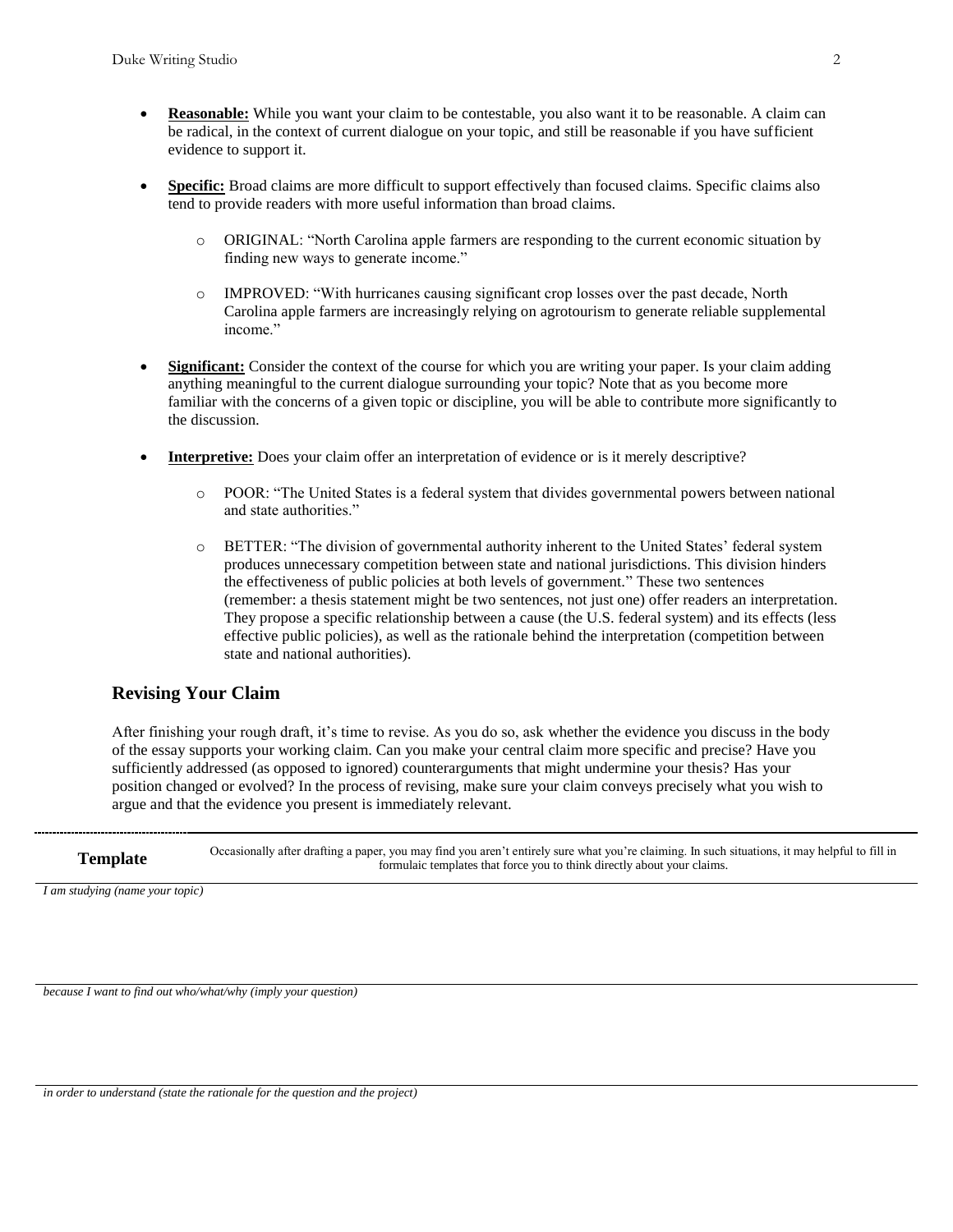- **Reasonable:** While you want your claim to be contestable, you also want it to be reasonable. A claim can be radical, in the context of current dialogue on your topic, and still be reasonable if you have sufficient evidence to support it.

- **Specific:** Broad claims are more difficult to support effectively than focused claims. Specific claims also tend to provide readers with more useful information than broad claims.

    - ORIGINAL: "North Carolina apple farmers are responding to the current economic situation by finding new ways to generate income."

    - IMPROVED: "With hurricanes causing significant crop losses over the past decade, North Carolina apple farmers are increasingly relying on agrotourism to generate reliable supplemental income."

- **Significant:** Consider the context of the course for which you are writing your paper. Is your claim adding anything meaningful to the current dialogue surrounding your topic? Note that as you become more familiar with the concerns of a given topic or discipline, you will be able to contribute more significantly to the discussion.

- **Interpretive:** Does your claim offer an interpretation of evidence or is it merely descriptive?

    - POOR: "The United States is a federal system that divides governmental powers between national and state authorities."

    - BETTER: "The division of governmental authority inherent to the United States' federal system produces unnecessary competition between state and national jurisdictions. This division hinders the effectiveness of public policies at both levels of government." These two sentences (remember: a thesis statement might be two sentences, not just one) offer readers an interpretation. They propose a specific relationship between a cause (the U.S. federal system) and its effects (less effective public policies), as well as the rationale behind the interpretation (competition between state and national authorities).

## Revising Your Claim

After finishing your rough draft, it's time to revise. As you do so, ask whether the evidence you discuss in the body of the essay supports your working claim. Can you make your central claim more specific and precise? Have you sufficiently addressed (as opposed to ignored) counterarguments that might undermine your thesis? Has your position changed or evolved? In the process of revising, make sure your claim conveys precisely what you wish to argue and that the evidence you present is immediately relevant.

---

**Template**

Occasionally after drafting a paper, you may find you aren't entirely sure what you're claiming. In such situations, it may helpful to fill in formulaic templates that force you to think directly about your claims.

*I am studying (name your topic)*

*because I want to find out who/what/why (imply your question)*

*in order to understand (state the rationale for the question and the project)*